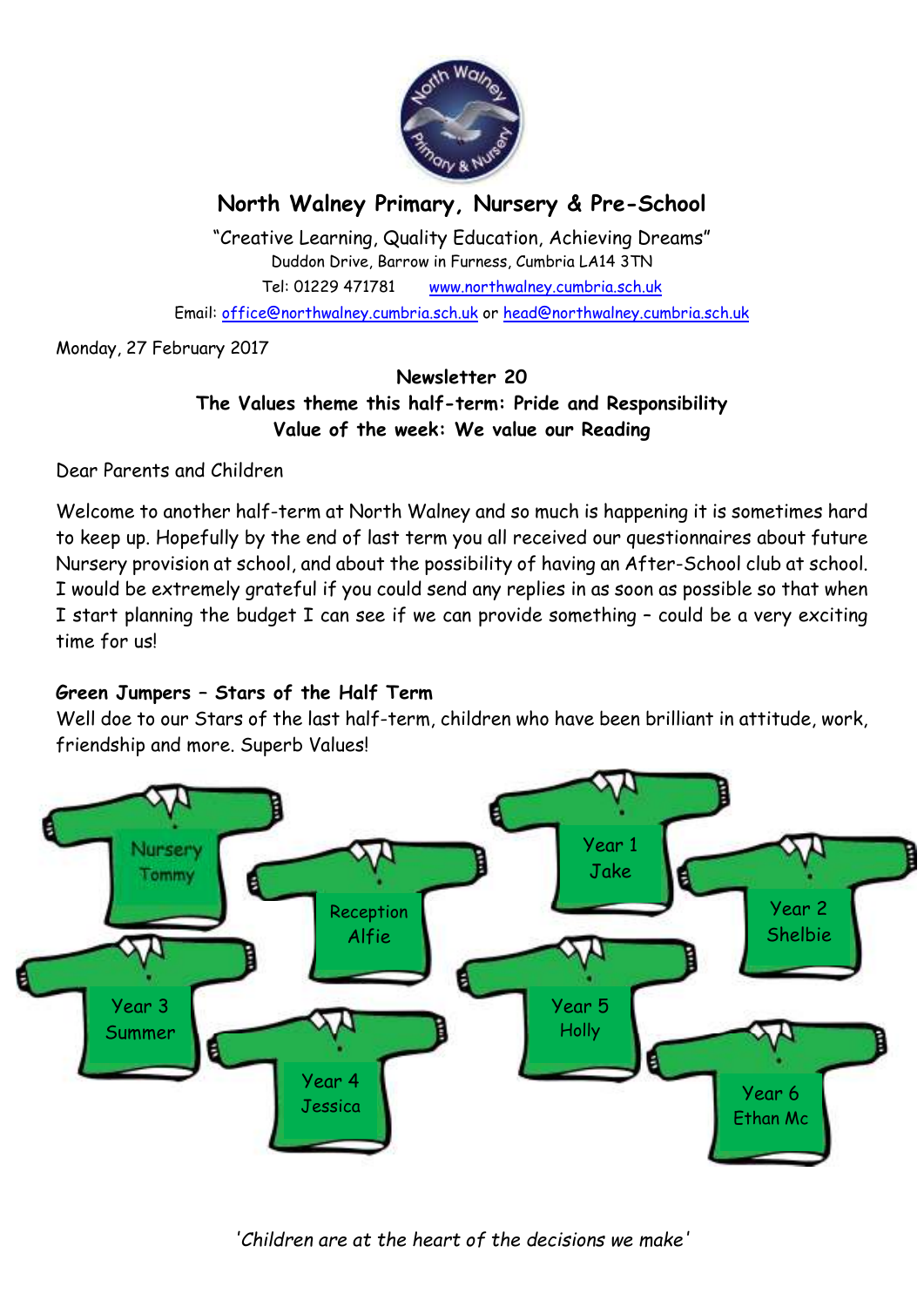# North Walney Primary, Nursery & Pre-School

"Creative Learning, Quality Education, Achieving Dreams"
Duddon Drive, Barrow in Furness, Cumbria LA14 3TN
Tel: 01229 471781 www.northwalney.cumbria.sch.uk
Email: office@northwalney.cumbria.sch.uk or head@northwalney.cumbria.sch.uk

Monday, 27 February 2017

**Newsletter 20**
**The Values theme this half-term: Pride and Responsibility**
**Value of the week: We value our Reading**

Dear Parents and Children

Welcome to another half-term at North Walney and so much is happening it is sometimes hard to keep up. Hopefully by the end of last term you all received our questionnaires about future Nursery provision at school, and about the possibility of having an After-School club at school. I would be extremely grateful if you could send any replies in as soon as possible so that when I start planning the budget I can see if we can provide something – could be a very exciting time for us!

**Green Jumpers – Stars of the Half Term**
Well doe to our Stars of the last half-term, children who have been brilliant in attitude, work, friendship and more. Superb Values!

- Nursery – Tommy
- Reception – Alfie
- Year 1 – Jake
- Year 2 – Shelbie
- Year 3 – Summer
- Year 4 – Jessica
- Year 5 – Holly
- Year 6 – Ethan Mc

*'Children are at the heart of the decisions we make'*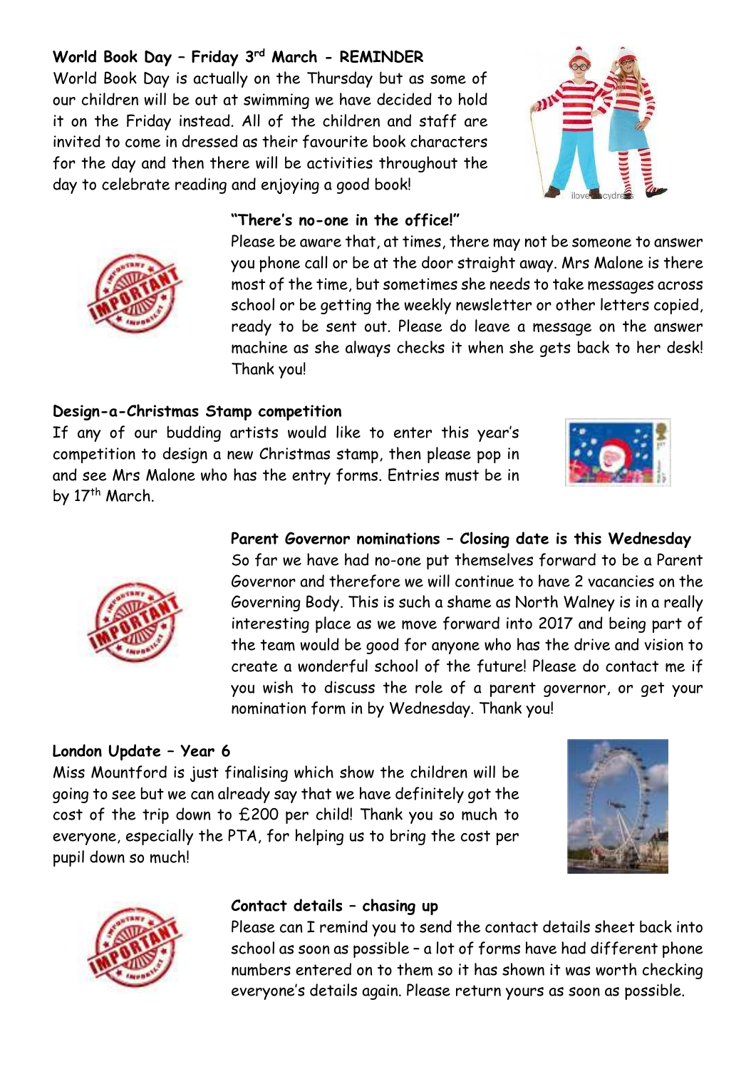**World Book Day – Friday 3rd March - REMINDER**

World Book Day is actually on the Thursday but as some of our children will be out at swimming we have decided to hold it on the Friday instead. All of the children and staff are invited to come in dressed as their favourite book characters for the day and then there will be activities throughout the day to celebrate reading and enjoying a good book!

**"There's no-one in the office!"**

Please be aware that, at times, there may not be someone to answer you phone call or be at the door straight away. Mrs Malone is there most of the time, but sometimes she needs to take messages across school or be getting the weekly newsletter or other letters copied, ready to be sent out. Please do leave a message on the answer machine as she always checks it when she gets back to her desk! Thank you!

**Design-a-Christmas Stamp competition**

If any of our budding artists would like to enter this year's competition to design a new Christmas stamp, then please pop in and see Mrs Malone who has the entry forms. Entries must be in by 17th March.

**Parent Governor nominations – Closing date is this Wednesday**

So far we have had no-one put themselves forward to be a Parent Governor and therefore we will continue to have 2 vacancies on the Governing Body. This is such a shame as North Walney is in a really interesting place as we move forward into 2017 and being part of the team would be good for anyone who has the drive and vision to create a wonderful school of the future! Please do contact me if you wish to discuss the role of a parent governor, or get your nomination form in by Wednesday. Thank you!

**London Update – Year 6**

Miss Mountford is just finalising which show the children will be going to see but we can already say that we have definitely got the cost of the trip down to £200 per child! Thank you so much to everyone, especially the PTA, for helping us to bring the cost per pupil down so much!

**Contact details – chasing up**

Please can I remind you to send the contact details sheet back into school as soon as possible – a lot of forms have had different phone numbers entered on to them so it has shown it was worth checking everyone's details again. Please return yours as soon as possible.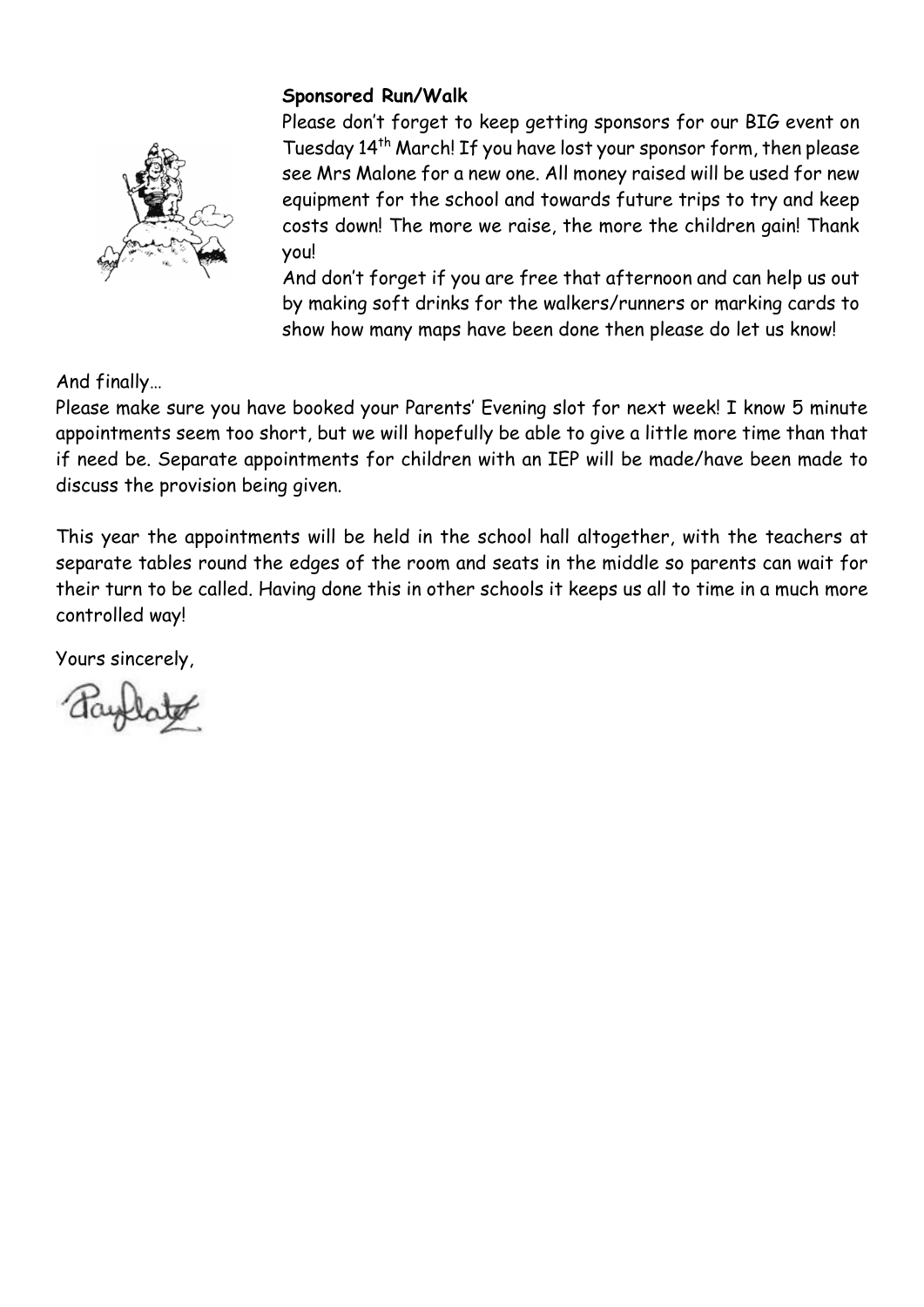**Sponsored Run/Walk**

Please don't forget to keep getting sponsors for our BIG event on Tuesday 14th March! If you have lost your sponsor form, then please see Mrs Malone for a new one. All money raised will be used for new equipment for the school and towards future trips to try and keep costs down! The more we raise, the more the children gain! Thank you!

And don't forget if you are free that afternoon and can help us out by making soft drinks for the walkers/runners or marking cards to show how many maps have been done then please do let us know!

And finally…

Please make sure you have booked your Parents' Evening slot for next week! I know 5 minute appointments seem too short, but we will hopefully be able to give a little more time than that if need be. Separate appointments for children with an IEP will be made/have been made to discuss the provision being given.

This year the appointments will be held in the school hall altogether, with the teachers at separate tables round the edges of the room and seats in the middle so parents can wait for their turn to be called. Having done this in other schools it keeps us all to time in a much more controlled way!

Yours sincerely,

Payflate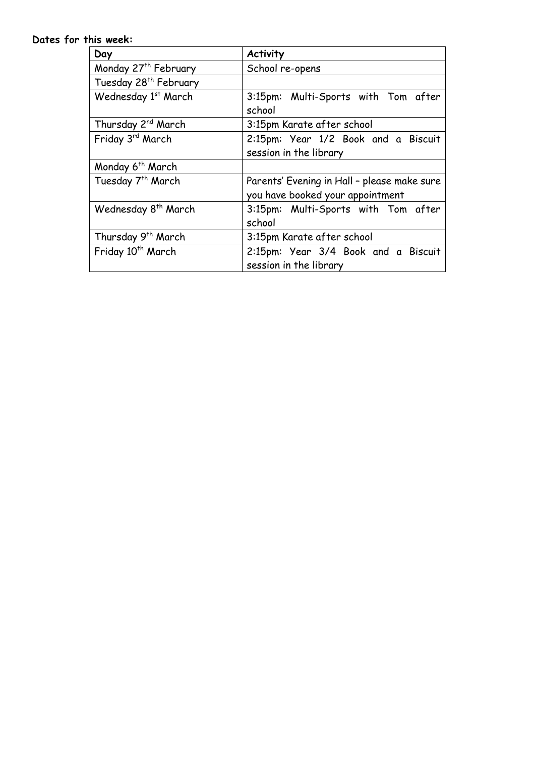**Dates for this week:**

| Day | Activity |
|---|---|
| Monday 27th February | School re-opens |
| Tuesday 28th February | |
| Wednesday 1st March | 3:15pm: Multi-Sports with Tom after school |
| Thursday 2nd March | 3:15pm Karate after school |
| Friday 3rd March | 2:15pm: Year 1/2 Book and a Biscuit session in the library |
| Monday 6th March | |
| Tuesday 7th March | Parents' Evening in Hall – please make sure you have booked your appointment |
| Wednesday 8th March | 3:15pm: Multi-Sports with Tom after school |
| Thursday 9th March | 3:15pm Karate after school |
| Friday 10th March | 2:15pm: Year 3/4 Book and a Biscuit session in the library |